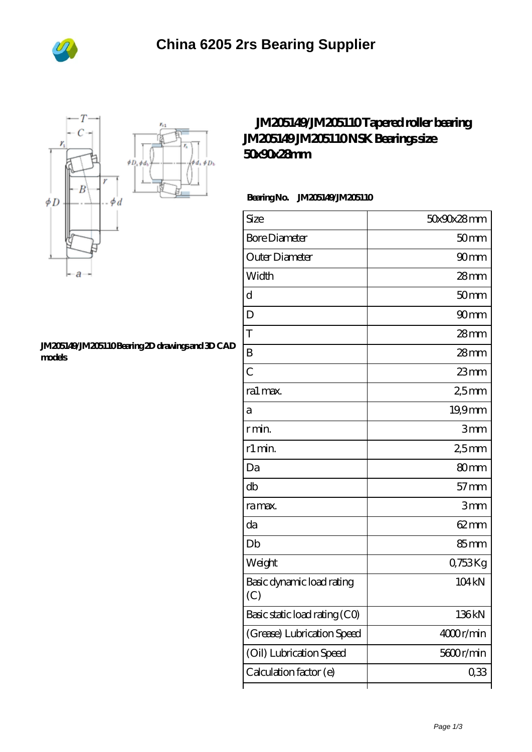# China 6205 2rs Bearing Supplier

## JM205149/JM205110 Tapered roller bearing JM205149 JM205110 NSK Bearings size 50x90x28mm

**Bearing No.** JM205149/JM205110

| Size | 50x90x28 mm |
|---|---|
| Bore Diameter | 50 mm |
| Outer Diameter | 90 mm |
| Width | 28 mm |
| d | 50 mm |
| D | 90 mm |
| T | 28 mm |
| B | 28 mm |
| C | 23 mm |
| ra1 max. | 2,5 mm |
| a | 19,9 mm |
| r min. | 3 mm |
| r1 min. | 2,5 mm |
| Da | 80 mm |
| db | 57 mm |
| ra max. | 3 mm |
| da | 62 mm |
| Db | 85 mm |
| Weight | 0,753 Kg |
| Basic dynamic load rating (C) | 104 kN |
| Basic static load rating (C0) | 136 kN |
| (Grease) Lubrication Speed | 4000 r/min |
| (Oil) Lubrication Speed | 5600 r/min |
| Calculation factor (e) | 0,33 |

**JM205149/JM205110 Bearing 2D drawings and 3D CAD models**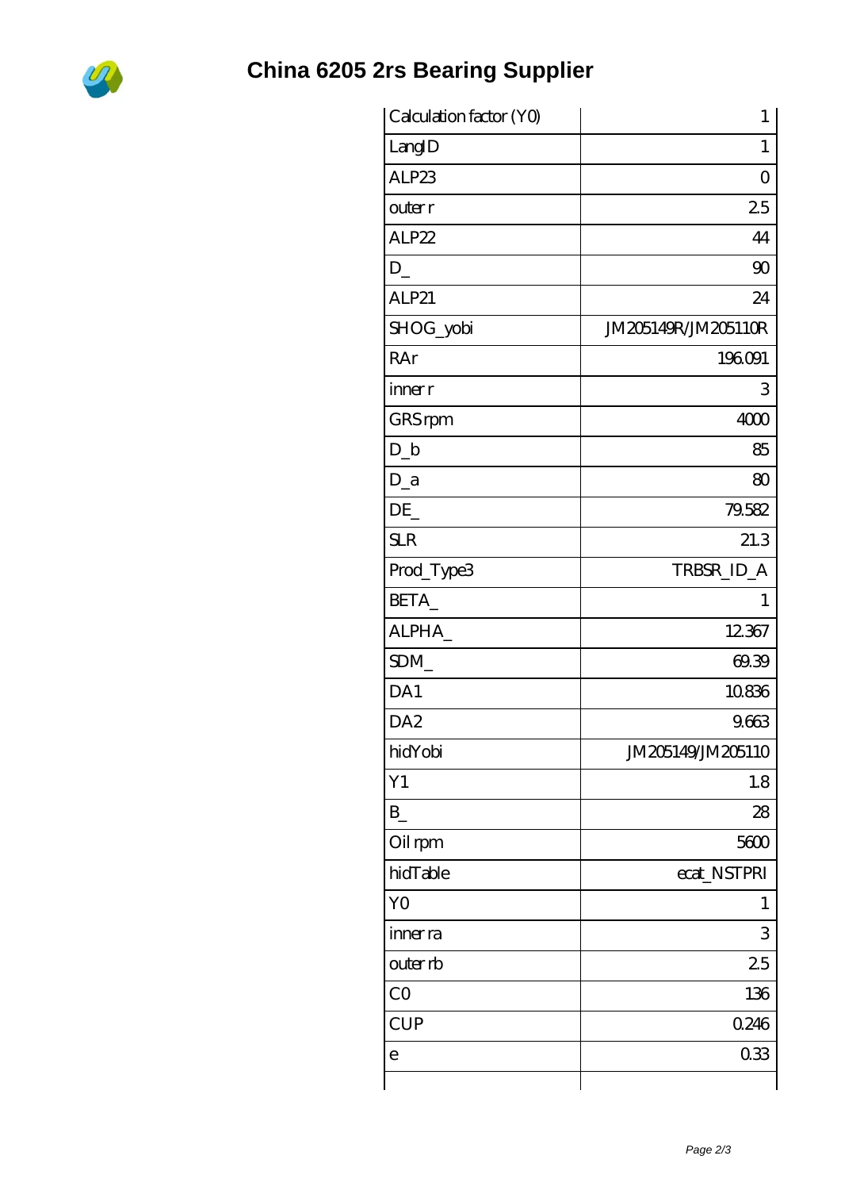# China 6205 2rs Bearing Supplier

| | |
|---|---:|
| Calculation factor (Y0) | 1 |
| LangID | 1 |
| ALP23 | 0 |
| outer r | 2.5 |
| ALP22 | 44 |
| D_ | 90 |
| ALP21 | 24 |
| SHOG_yobi | JM205149R/JM205110R |
| RAr | 196.091 |
| inner r | 3 |
| GRS rpm | 4000 |
| D_b | 85 |
| D_a | 80 |
| DE_ | 79.582 |
| SLR | 21.3 |
| Prod_Type3 | TRBSR_ID_A |
| BETA_ | 1 |
| ALPHA_ | 12.367 |
| SDM_ | 69.39 |
| DA1 | 10.836 |
| DA2 | 9.663 |
| hidYobi | JM205149/JM205110 |
| Y1 | 1.8 |
| B_ | 28 |
| Oil rpm | 5600 |
| hidTable | ecat_NSTPRI |
| Y0 | 1 |
| inner ra | 3 |
| outer rb | 2.5 |
| C0 | 136 |
| CUP | 0.246 |
| e | 0.33 |
| | |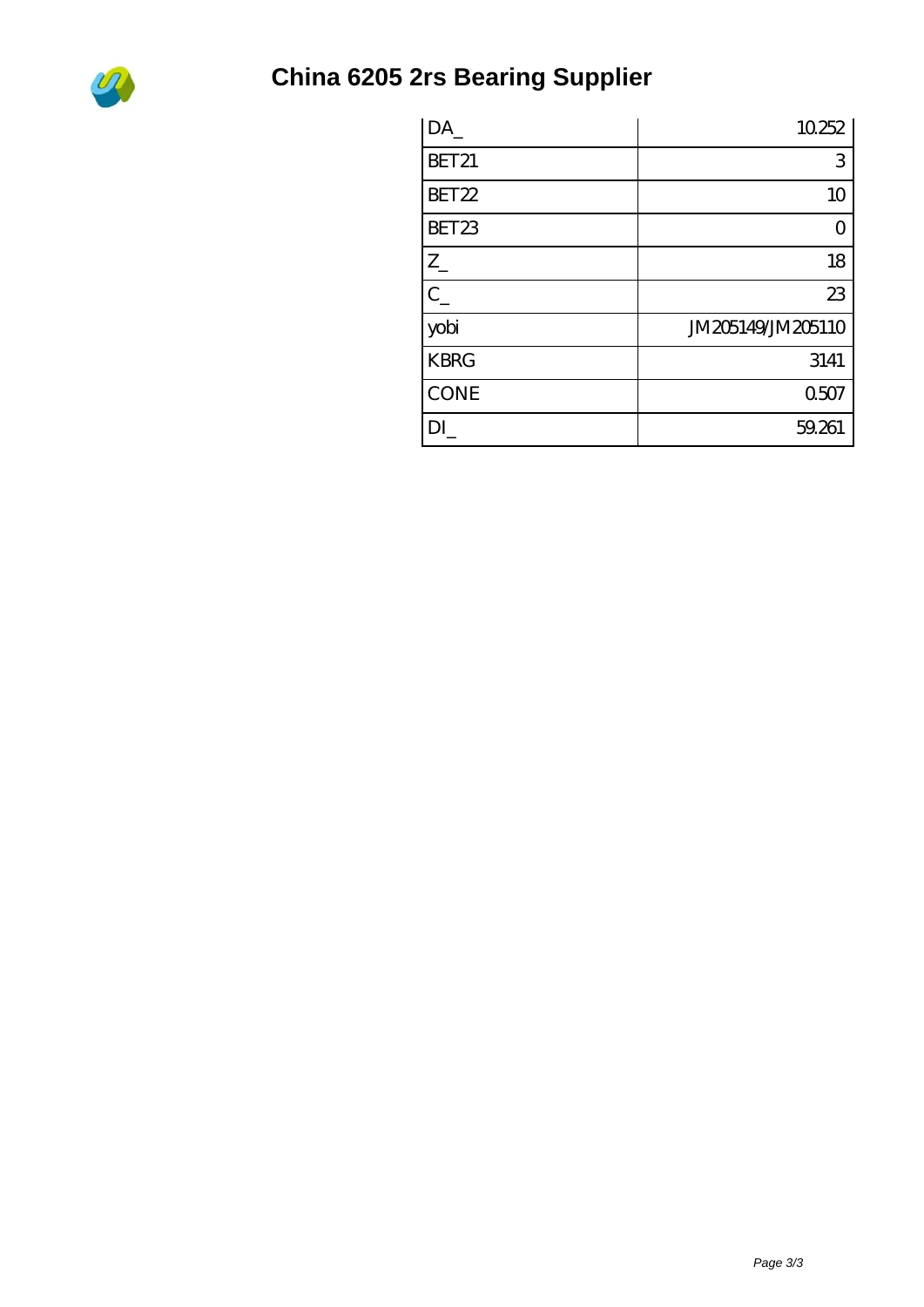| | |
|---|---|
| DA_ | 10.252 |
| BET21 | 3 |
| BET22 | 10 |
| BET23 | 0 |
| Z_ | 18 |
| C_ | 23 |
| yobi | JM205149/JM205110 |
| KBRG | 3141 |
| CONE | 0.507 |
| DI_ | 59.261 |